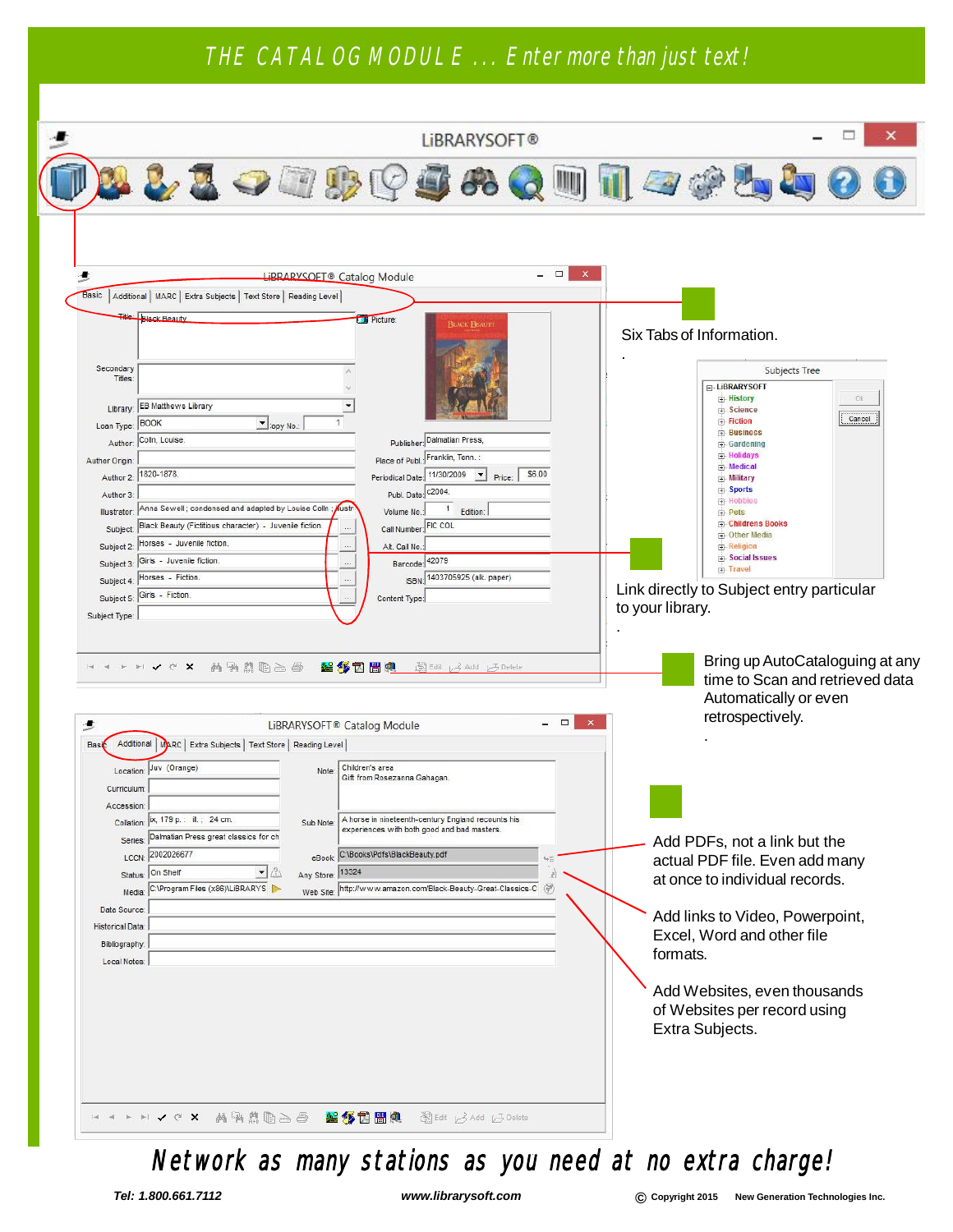# THE CATALOG MODULE ... Enter more than just text!

Six Tabs of Information.

Link directly to Subject entry particular to your library.

Bring up AutoCataloguing at any time to Scan and retrieved data Automatically or even retrospectively.

Add PDFs, not a link but the actual PDF file. Even add many at once to individual records.

Add links to Video, Powerpoint, Excel, Word and other file formats.

Add Websites, even thousands of Websites per record using Extra Subjects.

## Network as many stations as you need at no extra charge!

**Tel: 1.800.661.7112** **www.librarysoft.com** © **Copyright 2015** **New Generation Technologies Inc.**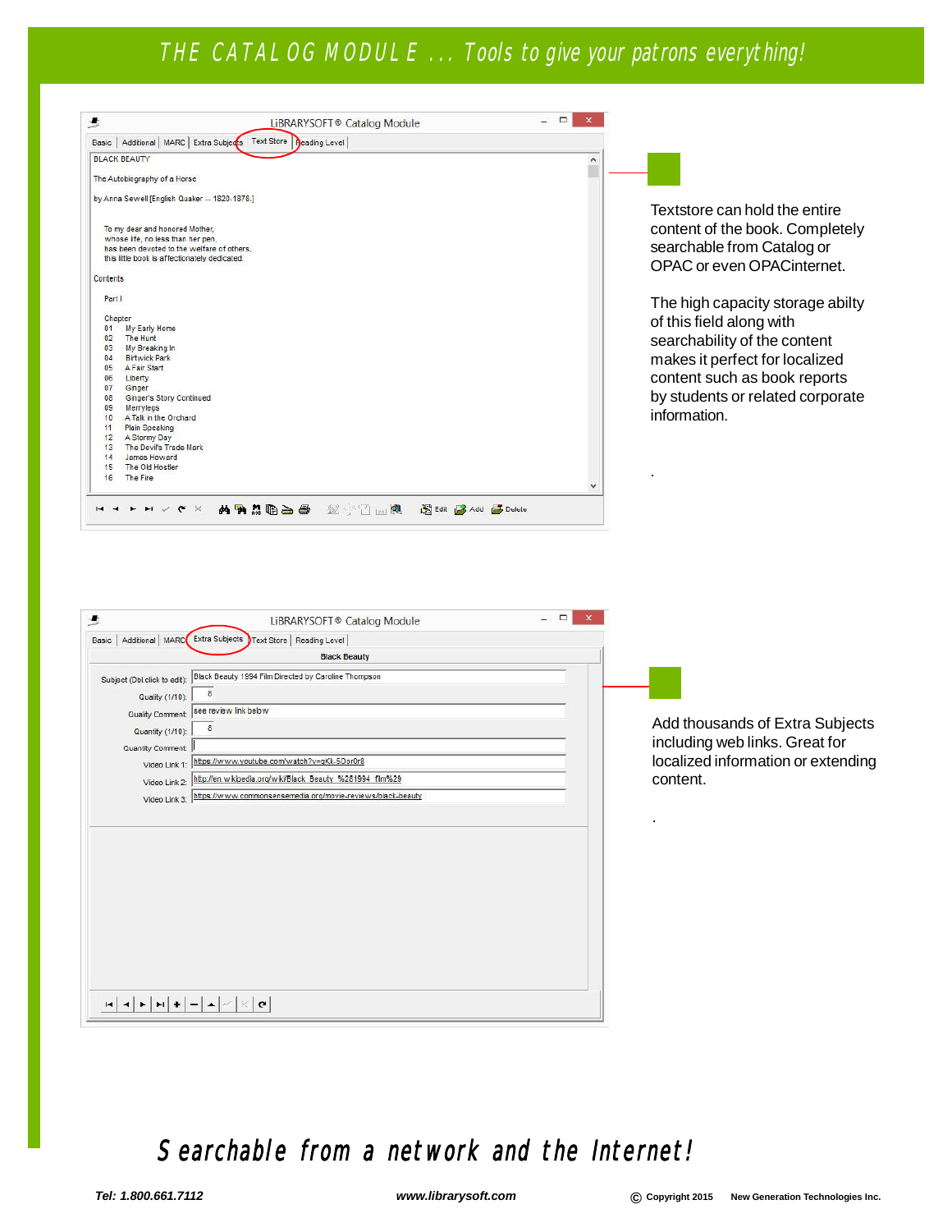# THE CATALOG MODULE ... Tools to give your patrons everything!

LiBRARYSOFT® Catalog Module

Basic | Additional | MARC | Extra Subjects | Text Store | Reading Level

BLACK BEAUTY

The Autobiography of a Horse

by Anna Sewell [English Quaker -- 1820-1878.]

To my dear and honored Mother,
whose life, no less than her pen,
has been devoted to the welfare of others,
this little book is affectionately dedicated.

Contents

Part I

Chapter
01 My Early Home
02 The Hunt
03 My Breaking In
04 Birtwick Park
05 A Fair Start
06 Liberty
07 Ginger
08 Ginger's Story Continued
09 Merrylegs
10 A Talk in the Orchard
11 Plain Speaking
12 A Stormy Day
13 The Devil's Trade Mark
14 James Howard
15 The Old Hostler
16 The Fire

Edit Add Delete

Textstore can hold the entire content of the book. Completely searchable from Catalog or OPAC or even OPACinternet.

The high capacity storage abilty of this field along with searchability of the content makes it perfect for localized content such as book reports by students or related corporate information.

LiBRARYSOFT® Catalog Module

Basic | Additional | MARC | Extra Subjects | Text Store | Reading Level

Black Beauty

Subject (Dbl click to edit): Black Beauty 1994 Film Directed by Caroline Thompson

Quality (1/10): 8

Quality Comment: see review link below

Quantity (1/10): 8

Quantity Comment:

Video Link 1: https://www.youtube.com/watch?v=gKk-5Oor0r8

Video Link 2: http://en.wikipedia.org/wiki/Black_Beauty_%281994_film%29

Video Link 3: https://www.commonsensemedia.org/movie-reviews/black-beauty

Add thousands of Extra Subjects including web links. Great for localized information or extending content.

## Searchable from a network and the Internet!

**Tel: 1.800.661.7112** **www.librarysoft.com** **© Copyright 2015 New Generation Technologies Inc.**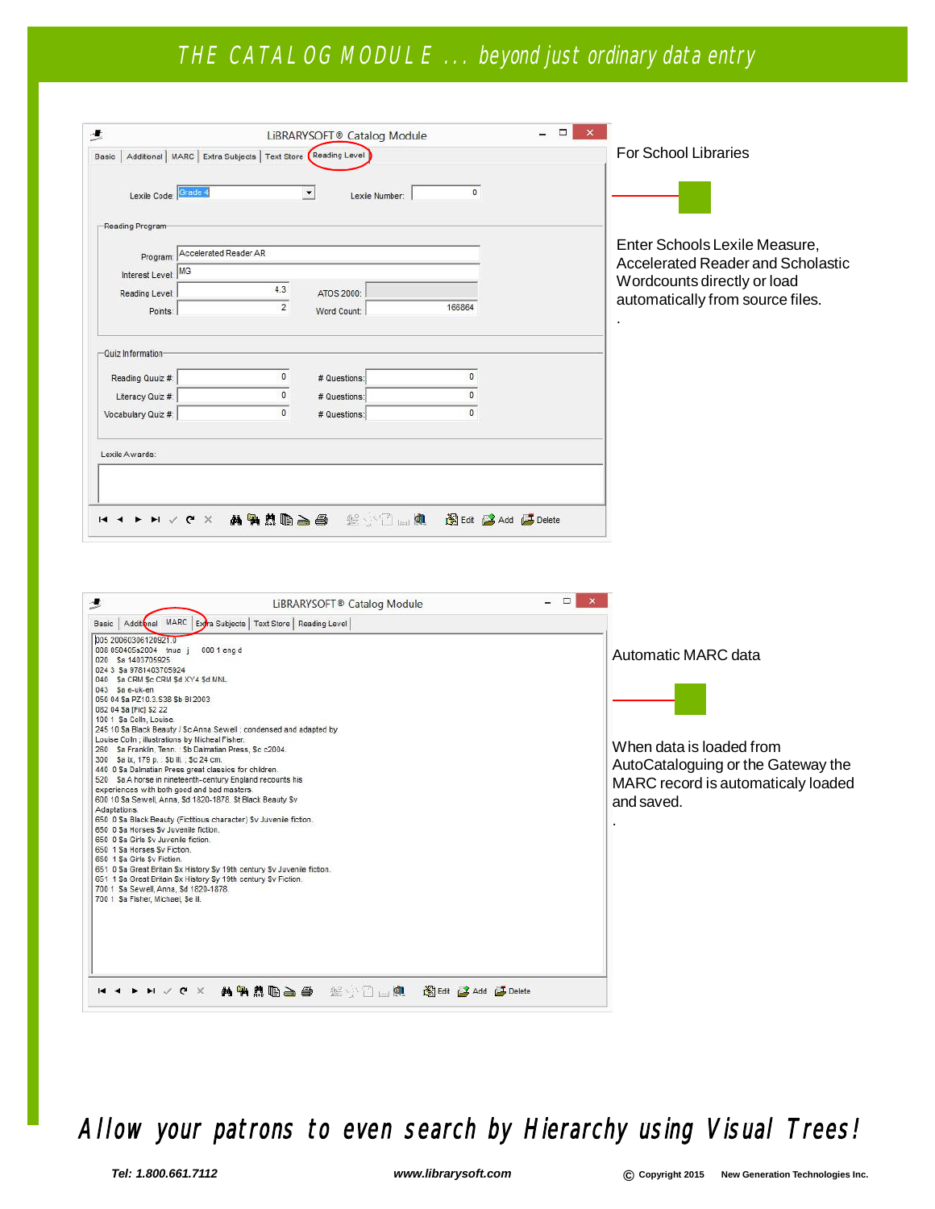# THE CATALOG MODULE ... beyond just ordinary data entry

LiBRARYSOFT® Catalog Module

Basic | Additional | MARC | Extra Subjects | Text Store | Reading Level

Lexile Code: Grade 4 Lexile Number: 0

Reading Program

Program: Accelerated Reader AR

Interest Level: MG

Reading Level: 4.3 ATOS 2000:

Points: 2 Word Count: 166864

Quiz Information

Reading Quuiz #: 0 # Questions: 0

Literacy Quiz #: 0 # Questions: 0

Vocabulary Quiz #: 0 # Questions: 0

Lexile Awards:

Edit Add Delete

For School Libraries

Enter Schools Lexile Measure, Accelerated Reader and Scholastic Wordcounts directly or load automatically from source files.

LiBRARYSOFT® Catalog Module

Basic | Additional | MARC | Extra Subjects | Text Store | Reading Level

```
005 20060306120921.0
008 050405s2004 tnua j 000 1 eng d
020 $a 1403705925
024 3 $a 9781403705924
040 $a CRM $c CRM $d XY4 $d MNL
043 $a e-uk-en
050 04 $a PZ10.3.S38 $b Bl 2003
082 04 $a [Fic] $2 22
100 1 $a Colln, Louise.
245 10 $a Black Beauty / $cAnna Sewell ; condensed and adapted by
Louise Colin ; illustrations by Micheal Fisher.
260 $a Franklin, Tenn. : $b Dalmatian Press, $c c2004.
300 $a ix, 179 p. : $b ill. ; $c 24 cm.
440 0 $a Dalmatian Press great classics for children.
520 $a A horse in nineteenth-century England recounts his
experiences with both good and bad masters.
600 10 $a Sewell, Anna, $d 1820-1878. $t Black Beauty $v
Adaptations.
650 0 $a Black Beauty (Fictitious character) $v Juvenile fiction.
650 0 $a Horses $v Juvenile fiction.
650 0 $a Girls $v Juvenile fiction.
650 1 $a Horses $v Fiction.
650 1 $a Girls $v Fiction.
651 0 $a Great Britain $x History $y 19th century $v Juvenile fiction.
651 1 $a Great Britain $x History $y 19th century $v Fiction.
700 1 $a Sewell, Anna, $d 1820-1878.
700 1 $a Fisher, Michael, $e ill.
```

Edit Add Delete

Automatic MARC data

When data is loaded from AutoCataloguing or the Gateway the MARC record is automaticaly loaded and saved.

*Allow your patrons to even search by Hierarchy using Visual Trees!*

**Tel: 1.800.661.7112** **www.librarysoft.com** **© Copyright 2015 New Generation Technologies Inc.**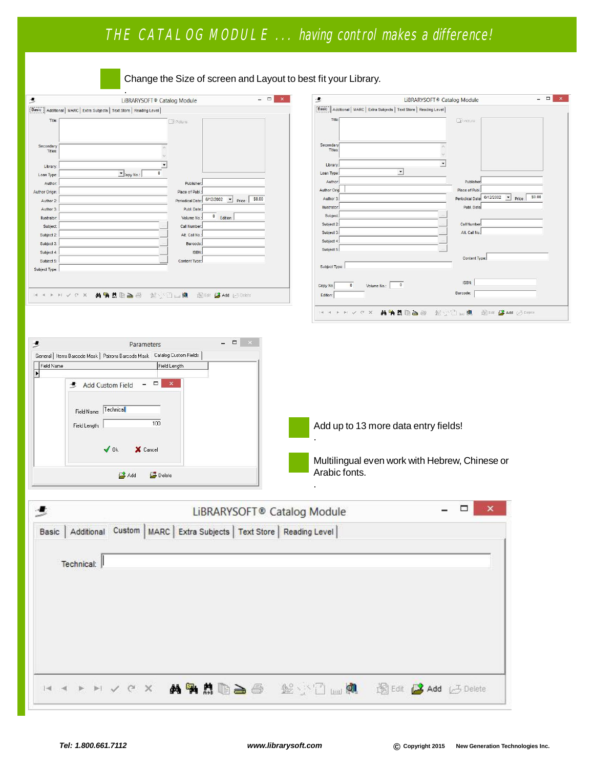# THE CATALOG MODULE ... having control makes a difference!

Change the Size of screen and Layout to best fit your Library.

Add up to 13 more data entry fields!

Multilingual even work with Hebrew, Chinese or Arabic fonts.

**Tel: 1.800.661.7112** **www.librarysoft.com** **© Copyright 2015 New Generation Technologies Inc.**